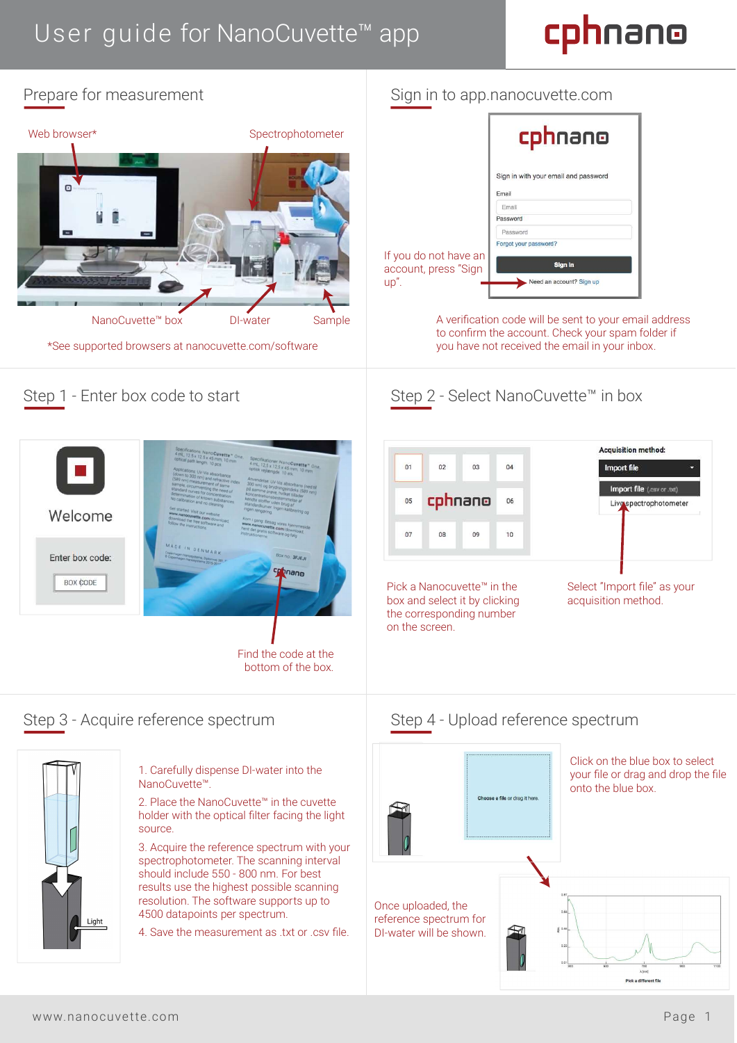# User guide for NanoCuvette™ app

## Prepare for measurement

Web browser*

Spectrophotometer

NanoCuvette™ box

DI-water

Sample

*See supported browsers at nanocuvette.com/software

## Sign in to app.nanocuvette.com

Sign in with your email and password

Email

Password

Forgot your password?

Sign in

Need an account? Sign up

If you do not have an account, press "Sign up".

A verification code will be sent to your email address to confirm the account. Check your spam folder if you have not received the email in your inbox.

## Step 1 - Enter box code to start

Welcome

Enter box code:

BOX CODE

Find the code at the bottom of the box.

## Step 2 - Select NanoCuvette™ in box

Acquisition method:

Import file

Import file (.csv or .txt)

Live spectrophotometer

Pick a NanoCuvette™ in the box and select it by clicking the corresponding number on the screen.

Select "Import file" as your acquisition method.

## Step 3 - Acquire reference spectrum

1. Carefully dispense DI-water into the NanoCuvette™.
2. Place the NanoCuvette™ in the cuvette holder with the optical filter facing the light source.
3. Acquire the reference spectrum with your spectrophotometer. The scanning interval should include 550 - 800 nm. For best results use the highest possible scanning resolution. The software supports up to 4500 datapoints per spectrum.
4. Save the measurement as .txt or .csv file.

## Step 4 - Upload reference spectrum

Choose a file or drag it here.

Click on the blue box to select your file or drag and drop the file onto the blue box.

Once uploaded, the reference spectrum for DI-water will be shown.

Pick a different file

www.nanocuvette.com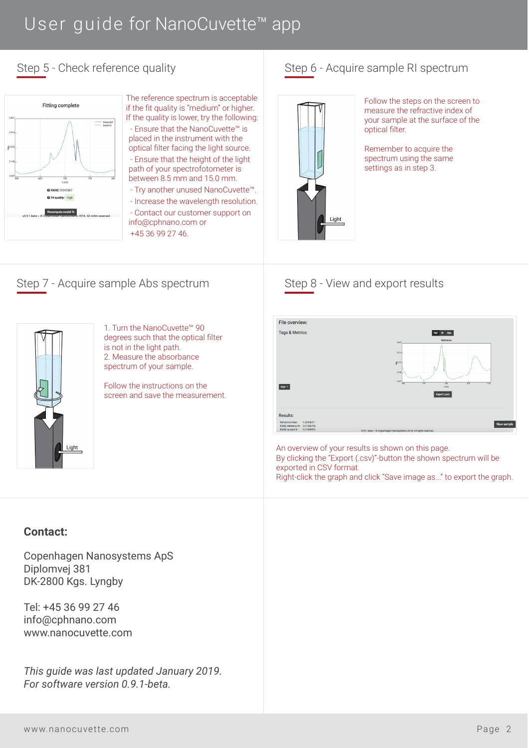# User guide for NanoCuvette™ app

## Step 5 - Check reference quality

Fitting complete

RMSE: 0.010367

Fit quality: High

Recompute model fit

The reference spectrum is acceptable if the fit quality is "medium" or higher. If the quality is lower, try the following:

- Ensure that the NanoCuvette™ is placed in the instrument with the optical filter facing the light source.
- Ensure that the height of the light path of your spectrofotometer is between 8.5 mm and 15.0 mm.
- Try another unused NanoCuvette™.
- Increase the wavelength resolution.
- Contact our customer support on info@cphnano.com or +45 36 99 27 46.

## Step 6 - Acquire sample RI spectrum

Light

Follow the steps on the screen to measure the refractive index of your sample at the surface of the optical filter.

Remember to acquire the spectrum using the same settings as in step 3.

## Step 7 - Acquire sample Abs spectrum

Light

1. Turn the NanoCuvette™ 90 degrees such that the optical filter is not in the light path.
2. Measure the absorbance spectrum of your sample.

Follow the instructions on the screen and save the measurement.

## Step 8 - View and export results

File overview:

Tags & Metrics:

Results:

Export (.csv)

New sample

An overview of your results is shown on this page.
By clicking the "Export (.csv)"-button the shown spectrum will be exported in CSV format.
Right-click the graph and click "Save image as..." to export the graph.

**Contact:**

Copenhagen Nanosystems ApS
Diplomvej 381
DK-2800 Kgs. Lyngby

Tel: +45 36 99 27 46
info@cphnano.com
www.nanocuvette.com

*This guide was last updated January 2019.*
*For software version 0.9.1-beta.*